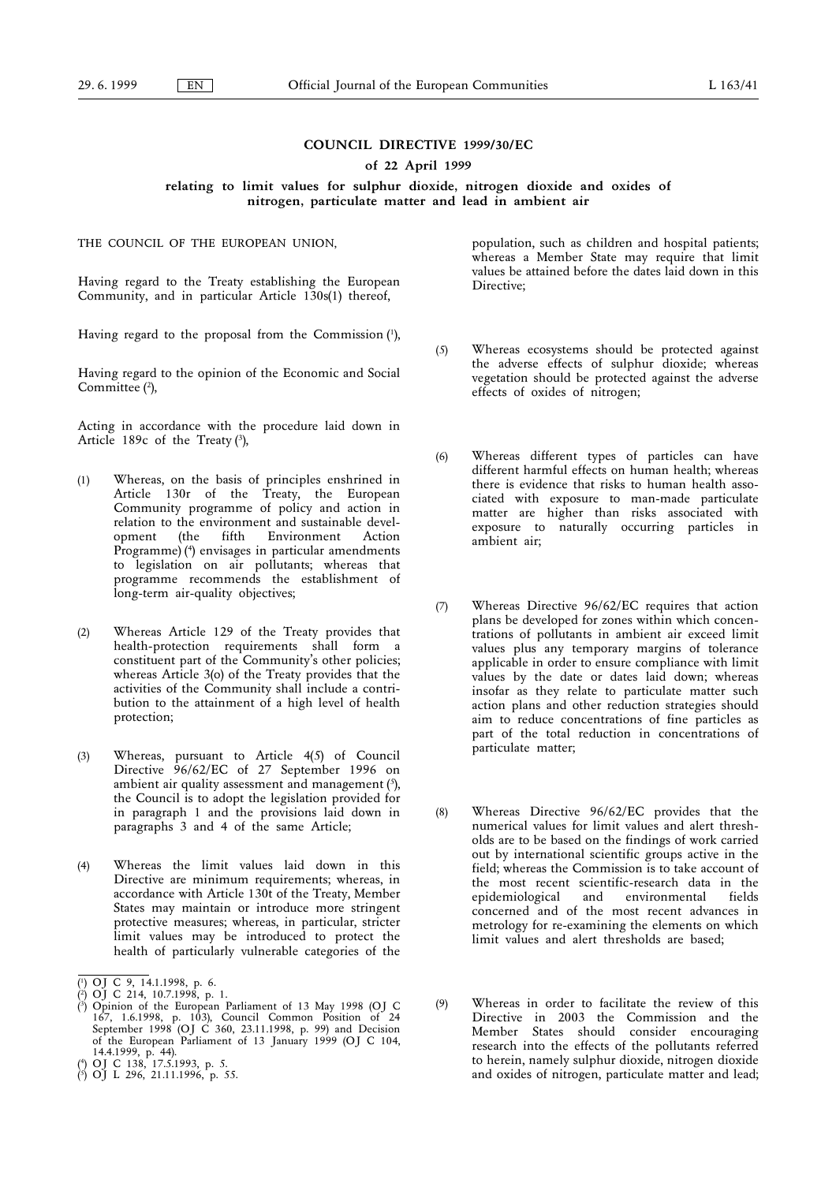# COUNCIL DIRECTIVE 1999/30/EC

## of 22 April 1999

## relating to limit values for sulphur dioxide, nitrogen dioxide and oxides of nitrogen, particulate matter and lead in ambient air

THE COUNCIL OF THE EUROPEAN UNION,

Having regard to the Treaty establishing the European Community, and in particular Article 130s(1) thereof,

Having regard to the proposal from the Commission [1],

Having regard to the opinion of the Economic and Social Committee [2],

Acting in accordance with the procedure laid down in Article 189c of the Treaty [3],

(1) Whereas, on the basis of principles enshrined in Article 130r of the Treaty, the European Community programme of policy and action in relation to the environment and sustainable development (the fifth Environment Action Programme) [4] envisages in particular amendments to legislation on air pollutants; whereas that programme recommends the establishment of long-term air-quality objectives;

(2) Whereas Article 129 of the Treaty provides that health-protection requirements shall form a constituent part of the Community's other policies; whereas Article 3(o) of the Treaty provides that the activities of the Community shall include a contribution to the attainment of a high level of health protection;

(3) Whereas, pursuant to Article 4(5) of Council Directive 96/62/EC of 27 September 1996 on ambient air quality assessment and management [5], the Council is to adopt the legislation provided for in paragraph 1 and the provisions laid down in paragraphs 3 and 4 of the same Article;

(4) Whereas the limit values laid down in this Directive are minimum requirements; whereas, in accordance with Article 130t of the Treaty, Member States may maintain or introduce more stringent protective measures; whereas, in particular, stricter limit values may be introduced to protect the health of particularly vulnerable categories of the population, such as children and hospital patients; whereas a Member State may require that limit values be attained before the dates laid down in this Directive;

(5) Whereas ecosystems should be protected against the adverse effects of sulphur dioxide; whereas vegetation should be protected against the adverse effects of oxides of nitrogen;

(6) Whereas different types of particles can have different harmful effects on human health; whereas there is evidence that risks to human health associated with exposure to man-made particulate matter are higher than risks associated with exposure to naturally occurring particles in ambient air;

(7) Whereas Directive 96/62/EC requires that action plans be developed for zones within which concentrations of pollutants in ambient air exceed limit values plus any temporary margins of tolerance applicable in order to ensure compliance with limit values by the date or dates laid down; whereas insofar as they relate to particulate matter such action plans and other reduction strategies should aim to reduce concentrations of fine particles as part of the total reduction in concentrations of particulate matter;

(8) Whereas Directive 96/62/EC provides that the numerical values for limit values and alert thresholds are to be based on the findings of work carried out by international scientific groups active in the field; whereas the Commission is to take account of the most recent scientific-research data in the epidemiological and environmental fields concerned and of the most recent advances in metrology for re-examining the elements on which limit values and alert thresholds are based;

(9) Whereas in order to facilitate the review of this Directive in 2003 the Commission and the Member States should consider encouraging research into the effects of the pollutants referred to herein, namely sulphur dioxide, nitrogen dioxide and oxides of nitrogen, particulate matter and lead;

---

[1] OJ C 9, 14.1.1998, p. 6.

[2] OJ C 214, 10.7.1998, p. 1.

[3] Opinion of the European Parliament of 13 May 1998 (OJ C 167, 1.6.1998, p. 103), Council Common Position of 24 September 1998 (OJ C 360, 23.11.1998, p. 99) and Decision of the European Parliament of 13 January 1999 (OJ C 104, 14.4.1999, p. 44).

[4] OJ C 138, 17.5.1993, p. 5.

[5] OJ L 296, 21.11.1996, p. 55.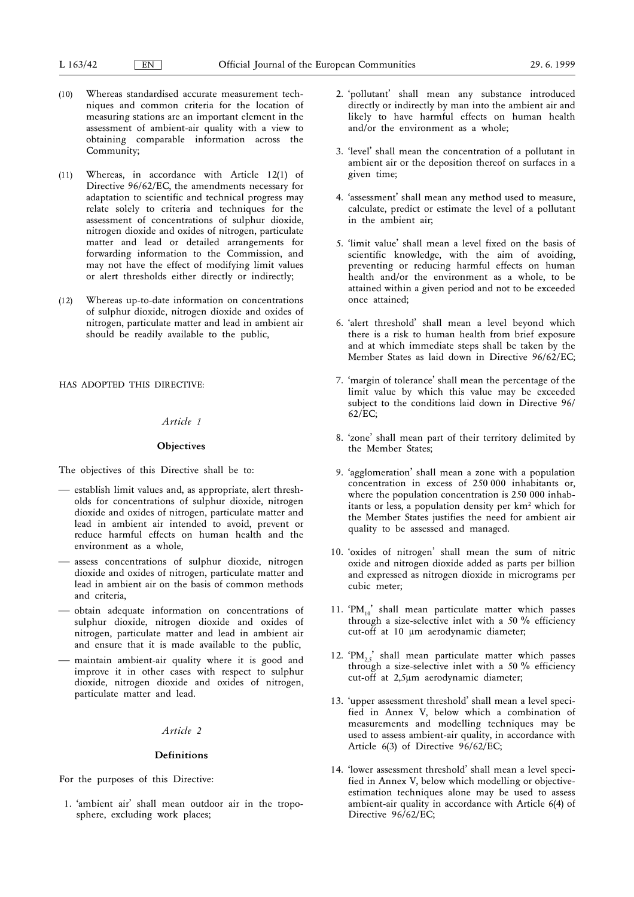(10) Whereas standardised accurate measurement techniques and common criteria for the location of measuring stations are an important element in the assessment of ambient-air quality with a view to obtaining comparable information across the Community;

(11) Whereas, in accordance with Article 12(1) of Directive 96/62/EC, the amendments necessary for adaptation to scientific and technical progress may relate solely to criteria and techniques for the assessment of concentrations of sulphur dioxide, nitrogen dioxide and oxides of nitrogen, particulate matter and lead or detailed arrangements for forwarding information to the Commission, and may not have the effect of modifying limit values or alert thresholds either directly or indirectly;

(12) Whereas up-to-date information on concentrations of sulphur dioxide, nitrogen dioxide and oxides of nitrogen, particulate matter and lead in ambient air should be readily available to the public,

HAS ADOPTED THIS DIRECTIVE:

*Article 1*

**Objectives**

The objectives of this Directive shall be to:

- establish limit values and, as appropriate, alert thresholds for concentrations of sulphur dioxide, nitrogen dioxide and oxides of nitrogen, particulate matter and lead in ambient air intended to avoid, prevent or reduce harmful effects on human health and the environment as a whole,
- assess concentrations of sulphur dioxide, nitrogen dioxide and oxides of nitrogen, particulate matter and lead in ambient air on the basis of common methods and criteria,
- obtain adequate information on concentrations of sulphur dioxide, nitrogen dioxide and oxides of nitrogen, particulate matter and lead in ambient air and ensure that it is made available to the public,
- maintain ambient-air quality where it is good and improve it in other cases with respect to sulphur dioxide, nitrogen dioxide and oxides of nitrogen, particulate matter and lead.

*Article 2*

**Definitions**

For the purposes of this Directive:

1. 'ambient air' shall mean outdoor air in the troposphere, excluding work places;

2. 'pollutant' shall mean any substance introduced directly or indirectly by man into the ambient air and likely to have harmful effects on human health and/or the environment as a whole;

3. 'level' shall mean the concentration of a pollutant in ambient air or the deposition thereof on surfaces in a given time;

4. 'assessment' shall mean any method used to measure, calculate, predict or estimate the level of a pollutant in the ambient air;

5. 'limit value' shall mean a level fixed on the basis of scientific knowledge, with the aim of avoiding, preventing or reducing harmful effects on human health and/or the environment as a whole, to be attained within a given period and not to be exceeded once attained;

6. 'alert threshold' shall mean a level beyond which there is a risk to human health from brief exposure and at which immediate steps shall be taken by the Member States as laid down in Directive 96/62/EC;

7. 'margin of tolerance' shall mean the percentage of the limit value by which this value may be exceeded subject to the conditions laid down in Directive 96/62/EC;

8. 'zone' shall mean part of their territory delimited by the Member States;

9. 'agglomeration' shall mean a zone with a population concentration in excess of 250 000 inhabitants or, where the population concentration is 250 000 inhabitants or less, a population density per $km^2$ which for the Member States justifies the need for ambient air quality to be assessed and managed.

10. 'oxides of nitrogen' shall mean the sum of nitric oxide and nitrogen dioxide added as parts per billion and expressed as nitrogen dioxide in micrograms per cubic meter;

11. '$PM_{10}$' shall mean particulate matter which passes through a size-selective inlet with a 50 % efficiency cut-off at 10 µm aerodynamic diameter;

12. '$PM_{2,5}$' shall mean particulate matter which passes through a size-selective inlet with a 50 % efficiency cut-off at 2,5µm aerodynamic diameter;

13. 'upper assessment threshold' shall mean a level specified in Annex V, below which a combination of measurements and modelling techniques may be used to assess ambient-air quality, in accordance with Article 6(3) of Directive 96/62/EC;

14. 'lower assessment threshold' shall mean a level specified in Annex V, below which modelling or objective-estimation techniques alone may be used to assess ambient-air quality in accordance with Article 6(4) of Directive 96/62/EC;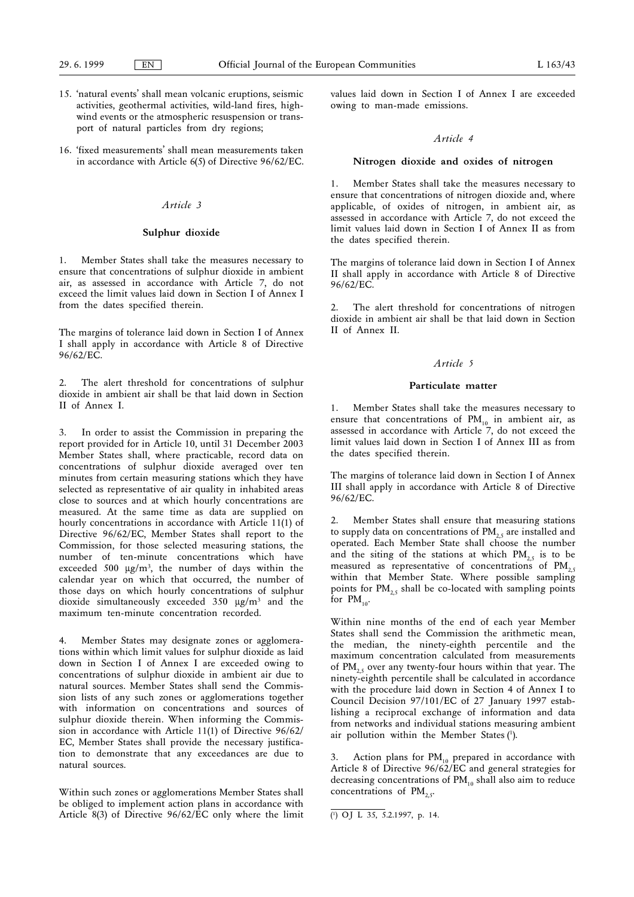15. 'natural events' shall mean volcanic eruptions, seismic activities, geothermal activities, wild-land fires, high-wind events or the atmospheric resuspension or transport of natural particles from dry regions;

16. 'fixed measurements' shall mean measurements taken in accordance with Article 6(5) of Directive 96/62/EC.

*Article 3*

**Sulphur dioxide**

1. Member States shall take the measures necessary to ensure that concentrations of sulphur dioxide in ambient air, as assessed in accordance with Article 7, do not exceed the limit values laid down in Section I of Annex I from the dates specified therein.

The margins of tolerance laid down in Section I of Annex I shall apply in accordance with Article 8 of Directive 96/62/EC.

2. The alert threshold for concentrations of sulphur dioxide in ambient air shall be that laid down in Section II of Annex I.

3. In order to assist the Commission in preparing the report provided for in Article 10, until 31 December 2003 Member States shall, where practicable, record data on concentrations of sulphur dioxide averaged over ten minutes from certain measuring stations which they have selected as representative of air quality in inhabited areas close to sources and at which hourly concentrations are measured. At the same time as data are supplied on hourly concentrations in accordance with Article 11(1) of Directive 96/62/EC, Member States shall report to the Commission, for those selected measuring stations, the number of ten-minute concentrations which have exceeded 500 $\mu g/m^3$, the number of days within the calendar year on which that occurred, the number of those days on which hourly concentrations of sulphur dioxide simultaneously exceeded 350 $\mu g/m^3$ and the maximum ten-minute concentration recorded.

4. Member States may designate zones or agglomerations within which limit values for sulphur dioxide as laid down in Section I of Annex I are exceeded owing to concentrations of sulphur dioxide in ambient air due to natural sources. Member States shall send the Commission lists of any such zones or agglomerations together with information on concentrations and sources of sulphur dioxide therein. When informing the Commission in accordance with Article 11(1) of Directive 96/62/EC, Member States shall provide the necessary justification to demonstrate that any exceedances are due to natural sources.

Within such zones or agglomerations Member States shall be obliged to implement action plans in accordance with Article 8(3) of Directive 96/62/EC only where the limit values laid down in Section I of Annex I are exceeded owing to man-made emissions.

*Article 4*

**Nitrogen dioxide and oxides of nitrogen**

1. Member States shall take the measures necessary to ensure that concentrations of nitrogen dioxide and, where applicable, of oxides of nitrogen, in ambient air, as assessed in accordance with Article 7, do not exceed the limit values laid down in Section I of Annex II as from the dates specified therein.

The margins of tolerance laid down in Section I of Annex II shall apply in accordance with Article 8 of Directive 96/62/EC.

2. The alert threshold for concentrations of nitrogen dioxide in ambient air shall be that laid down in Section II of Annex II.

*Article 5*

**Particulate matter**

1. Member States shall take the measures necessary to ensure that concentrations of $PM_{10}$ in ambient air, as assessed in accordance with Article 7, do not exceed the limit values laid down in Section I of Annex III as from the dates specified therein.

The margins of tolerance laid down in Section I of Annex III shall apply in accordance with Article 8 of Directive 96/62/EC.

2. Member States shall ensure that measuring stations to supply data on concentrations of $PM_{2,5}$ are installed and operated. Each Member State shall choose the number and the siting of the stations at which $PM_{2,5}$ is to be measured as representative of concentrations of $PM_{2,5}$ within that Member State. Where possible sampling points for $PM_{2,5}$ shall be co-located with sampling points for $PM_{10}$.

Within nine months of the end of each year Member States shall send the Commission the arithmetic mean, the median, the ninety-eighth percentile and the maximum concentration calculated from measurements of $PM_{2,5}$ over any twenty-four hours within that year. The ninety-eighth percentile shall be calculated in accordance with the procedure laid down in Section 4 of Annex I to Council Decision 97/101/EC of 27 January 1997 establishing a reciprocal exchange of information and data from networks and individual stations measuring ambient air pollution within the Member States [1].

3. Action plans for $PM_{10}$ prepared in accordance with Article 8 of Directive 96/62/EC and general strategies for decreasing concentrations of $PM_{10}$ shall also aim to reduce concentrations of $PM_{2,5}$.

[1] OJ L 35, 5.2.1997, p. 14.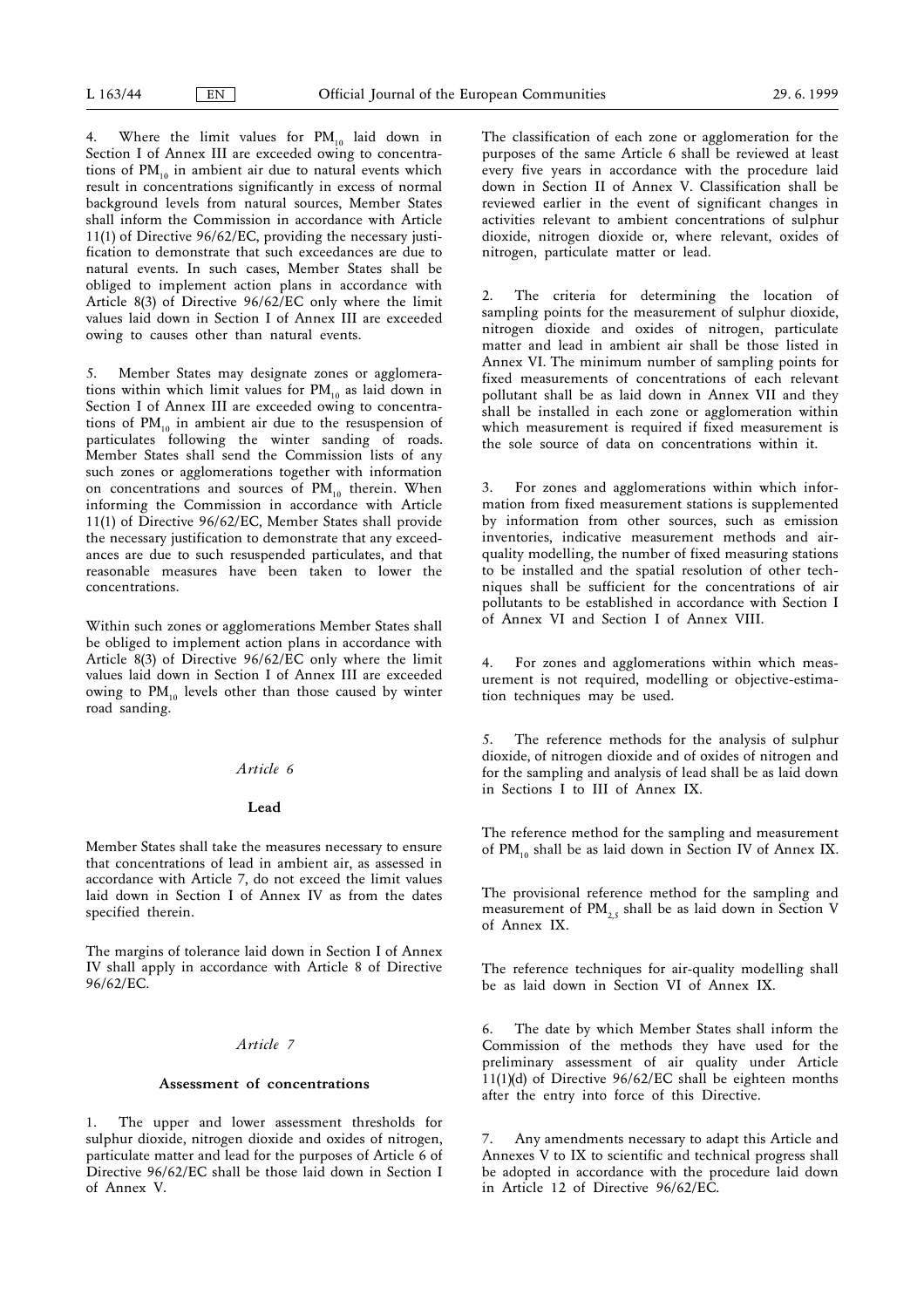4. Where the limit values for $PM_{10}$ laid down in Section I of Annex III are exceeded owing to concentrations of $PM_{10}$ in ambient air due to natural events which result in concentrations significantly in excess of normal background levels from natural sources, Member States shall inform the Commission in accordance with Article 11(1) of Directive 96/62/EC, providing the necessary justification to demonstrate that such exceedances are due to natural events. In such cases, Member States shall be obliged to implement action plans in accordance with Article 8(3) of Directive 96/62/EC only where the limit values laid down in Section I of Annex III are exceeded owing to causes other than natural events.

5. Member States may designate zones or agglomerations within which limit values for $PM_{10}$ as laid down in Section I of Annex III are exceeded owing to concentrations of $PM_{10}$ in ambient air due to the resuspension of particulates following the winter sanding of roads. Member States shall send the Commission lists of any such zones or agglomerations together with information on concentrations and sources of $PM_{10}$ therein. When informing the Commission in accordance with Article 11(1) of Directive 96/62/EC, Member States shall provide the necessary justification to demonstrate that any exceedances are due to such resuspended particulates, and that reasonable measures have been taken to lower the concentrations.

Within such zones or agglomerations Member States shall be obliged to implement action plans in accordance with Article 8(3) of Directive 96/62/EC only where the limit values laid down in Section I of Annex III are exceeded owing to $PM_{10}$ levels other than those caused by winter road sanding.

*Article 6*

**Lead**

Member States shall take the measures necessary to ensure that concentrations of lead in ambient air, as assessed in accordance with Article 7, do not exceed the limit values laid down in Section I of Annex IV as from the dates specified therein.

The margins of tolerance laid down in Section I of Annex IV shall apply in accordance with Article 8 of Directive 96/62/EC.

*Article 7*

**Assessment of concentrations**

1. The upper and lower assessment thresholds for sulphur dioxide, nitrogen dioxide and oxides of nitrogen, particulate matter and lead for the purposes of Article 6 of Directive 96/62/EC shall be those laid down in Section I of Annex V.

The classification of each zone or agglomeration for the purposes of the same Article 6 shall be reviewed at least every five years in accordance with the procedure laid down in Section II of Annex V. Classification shall be reviewed earlier in the event of significant changes in activities relevant to ambient concentrations of sulphur dioxide, nitrogen dioxide or, where relevant, oxides of nitrogen, particulate matter or lead.

2. The criteria for determining the location of sampling points for the measurement of sulphur dioxide, nitrogen dioxide and oxides of nitrogen, particulate matter and lead in ambient air shall be those listed in Annex VI. The minimum number of sampling points for fixed measurements of concentrations of each relevant pollutant shall be as laid down in Annex VII and they shall be installed in each zone or agglomeration within which measurement is required if fixed measurement is the sole source of data on concentrations within it.

3. For zones and agglomerations within which information from fixed measurement stations is supplemented by information from other sources, such as emission inventories, indicative measurement methods and air-quality modelling, the number of fixed measuring stations to be installed and the spatial resolution of other techniques shall be sufficient for the concentrations of air pollutants to be established in accordance with Section I of Annex VI and Section I of Annex VIII.

4. For zones and agglomerations within which measurement is not required, modelling or objective-estimation techniques may be used.

5. The reference methods for the analysis of sulphur dioxide, of nitrogen dioxide and of oxides of nitrogen and for the sampling and analysis of lead shall be as laid down in Sections I to III of Annex IX.

The reference method for the sampling and measurement of $PM_{10}$ shall be as laid down in Section IV of Annex IX.

The provisional reference method for the sampling and measurement of $PM_{2,5}$ shall be as laid down in Section V of Annex IX.

The reference techniques for air-quality modelling shall be as laid down in Section VI of Annex IX.

6. The date by which Member States shall inform the Commission of the methods they have used for the preliminary assessment of air quality under Article 11(1)(d) of Directive 96/62/EC shall be eighteen months after the entry into force of this Directive.

7. Any amendments necessary to adapt this Article and Annexes V to IX to scientific and technical progress shall be adopted in accordance with the procedure laid down in Article 12 of Directive 96/62/EC.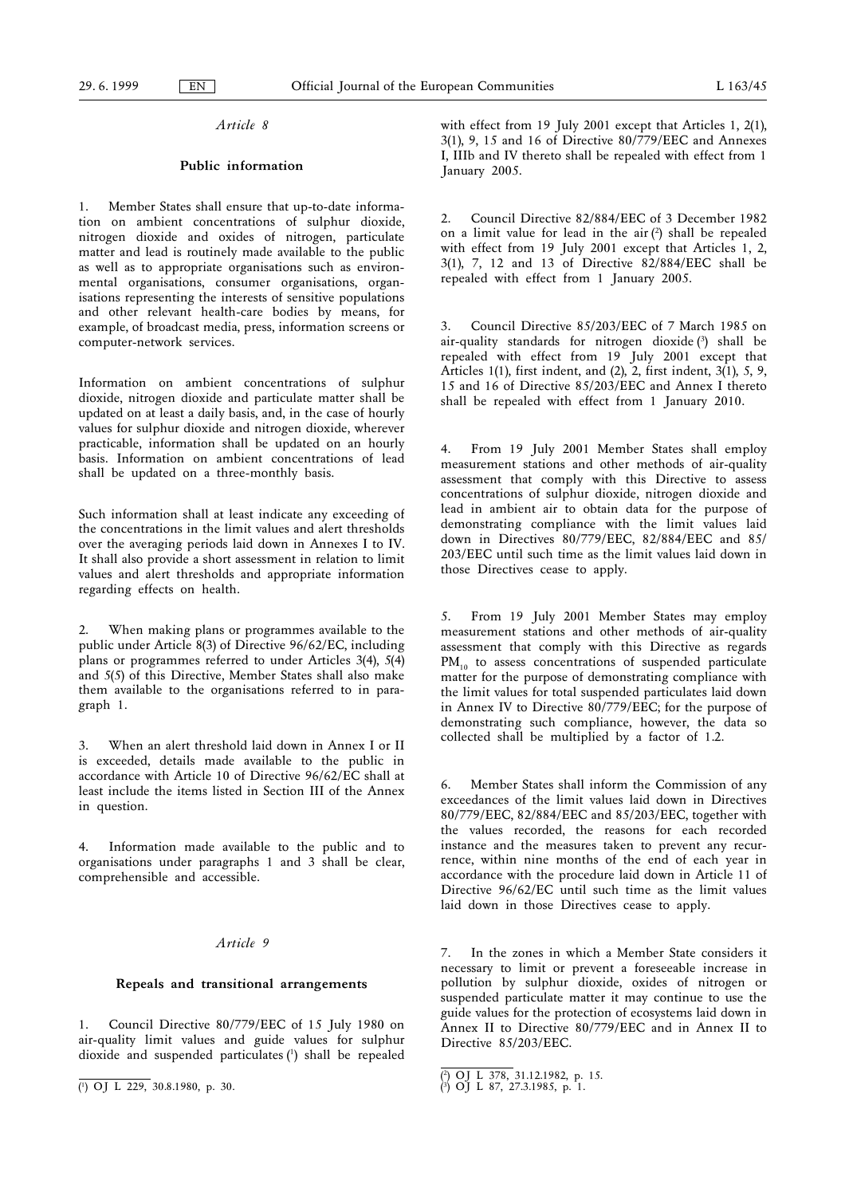*Article 8*

**Public information**

1. Member States shall ensure that up-to-date information on ambient concentrations of sulphur dioxide, nitrogen dioxide and oxides of nitrogen, particulate matter and lead is routinely made available to the public as well as to appropriate organisations such as environmental organisations, consumer organisations, organisations representing the interests of sensitive populations and other relevant health-care bodies by means, for example, of broadcast media, press, information screens or computer-network services.

Information on ambient concentrations of sulphur dioxide, nitrogen dioxide and particulate matter shall be updated on at least a daily basis, and, in the case of hourly values for sulphur dioxide and nitrogen dioxide, wherever practicable, information shall be updated on an hourly basis. Information on ambient concentrations of lead shall be updated on a three-monthly basis.

Such information shall at least indicate any exceeding of the concentrations in the limit values and alert thresholds over the averaging periods laid down in Annexes I to IV. It shall also provide a short assessment in relation to limit values and alert thresholds and appropriate information regarding effects on health.

2. When making plans or programmes available to the public under Article 8(3) of Directive 96/62/EC, including plans or programmes referred to under Articles 3(4), 5(4) and 5(5) of this Directive, Member States shall also make them available to the organisations referred to in paragraph 1.

3. When an alert threshold laid down in Annex I or II is exceeded, details made available to the public in accordance with Article 10 of Directive 96/62/EC shall at least include the items listed in Section III of the Annex in question.

4. Information made available to the public and to organisations under paragraphs 1 and 3 shall be clear, comprehensible and accessible.

*Article 9*

**Repeals and transitional arrangements**

1. Council Directive 80/779/EEC of 15 July 1980 on air-quality limit values and guide values for sulphur dioxide and suspended particulates [1] shall be repealed with effect from 19 July 2001 except that Articles 1, 2(1), 3(1), 9, 15 and 16 of Directive 80/779/EEC and Annexes I, IIIb and IV thereto shall be repealed with effect from 1 January 2005.

2. Council Directive 82/884/EEC of 3 December 1982 on a limit value for lead in the air [2] shall be repealed with effect from 19 July 2001 except that Articles 1, 2, 3(1), 7, 12 and 13 of Directive 82/884/EEC shall be repealed with effect from 1 January 2005.

3. Council Directive 85/203/EEC of 7 March 1985 on air-quality standards for nitrogen dioxide [3] shall be repealed with effect from 19 July 2001 except that Articles 1(1), first indent, and (2), 2, first indent, 3(1), 5, 9, 15 and 16 of Directive 85/203/EEC and Annex I thereto shall be repealed with effect from 1 January 2010.

4. From 19 July 2001 Member States shall employ measurement stations and other methods of air-quality assessment that comply with this Directive to assess concentrations of sulphur dioxide, nitrogen dioxide and lead in ambient air to obtain data for the purpose of demonstrating compliance with the limit values laid down in Directives 80/779/EEC, 82/884/EEC and 85/203/EEC until such time as the limit values laid down in those Directives cease to apply.

5. From 19 July 2001 Member States may employ measurement stations and other methods of air-quality assessment that comply with this Directive as regards $PM_{10}$ to assess concentrations of suspended particulate matter for the purpose of demonstrating compliance with the limit values for total suspended particulates laid down in Annex IV to Directive 80/779/EEC; for the purpose of demonstrating such compliance, however, the data so collected shall be multiplied by a factor of 1.2.

6. Member States shall inform the Commission of any exceedances of the limit values laid down in Directives 80/779/EEC, 82/884/EEC and 85/203/EEC, together with the values recorded, the reasons for each recorded instance and the measures taken to prevent any recurrence, within nine months of the end of each year in accordance with the procedure laid down in Article 11 of Directive 96/62/EC until such time as the limit values laid down in those Directives cease to apply.

7. In the zones in which a Member State considers it necessary to limit or prevent a foreseeable increase in pollution by sulphur dioxide, oxides of nitrogen or suspended particulate matter it may continue to use the guide values for the protection of ecosystems laid down in Annex II to Directive 80/779/EEC and in Annex II to Directive 85/203/EEC.

---

[1] OJ L 229, 30.8.1980, p. 30.

[2] OJ L 378, 31.12.1982, p. 15.

[3] OJ L 87, 27.3.1985, p. 1.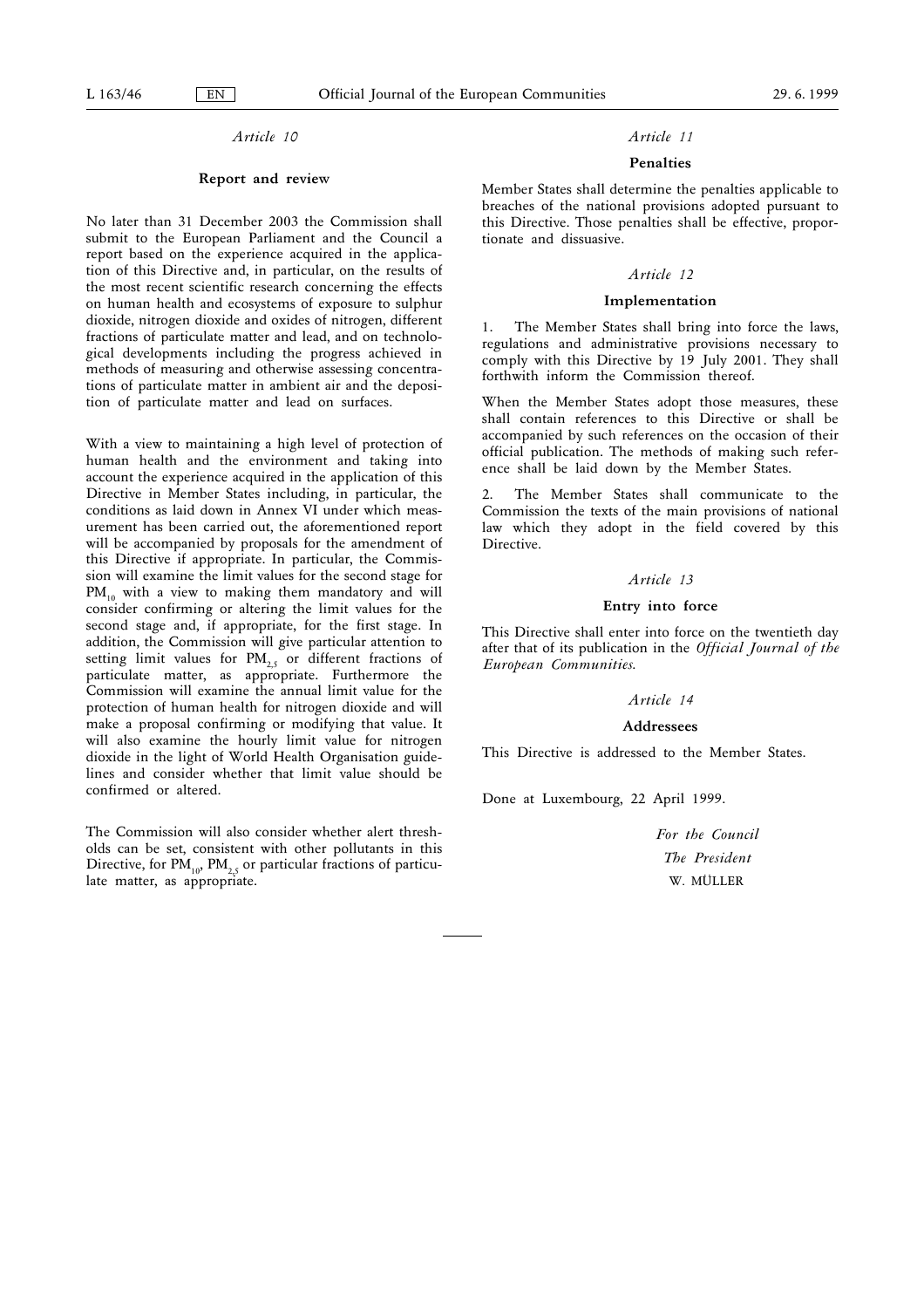*Article 10*

**Report and review**

No later than 31 December 2003 the Commission shall submit to the European Parliament and the Council a report based on the experience acquired in the application of this Directive and, in particular, on the results of the most recent scientific research concerning the effects on human health and ecosystems of exposure to sulphur dioxide, nitrogen dioxide and oxides of nitrogen, different fractions of particulate matter and lead, and on technological developments including the progress achieved in methods of measuring and otherwise assessing concentrations of particulate matter in ambient air and the deposition of particulate matter and lead on surfaces.

With a view to maintaining a high level of protection of human health and the environment and taking into account the experience acquired in the application of this Directive in Member States including, in particular, the conditions as laid down in Annex VI under which measurement has been carried out, the aforementioned report will be accompanied by proposals for the amendment of this Directive if appropriate. In particular, the Commission will examine the limit values for the second stage for $PM_{10}$ with a view to making them mandatory and will consider confirming or altering the limit values for the second stage and, if appropriate, for the first stage. In addition, the Commission will give particular attention to setting limit values for $PM_{2,5}$ or different fractions of particulate matter, as appropriate. Furthermore the Commission will examine the annual limit value for the protection of human health for nitrogen dioxide and will make a proposal confirming or modifying that value. It will also examine the hourly limit value for nitrogen dioxide in the light of World Health Organisation guidelines and consider whether that limit value should be confirmed or altered.

The Commission will also consider whether alert thresholds can be set, consistent with other pollutants in this Directive, for $PM_{10}$, $PM_{2,5}$ or particular fractions of particulate matter, as appropriate.

*Article 11*

**Penalties**

Member States shall determine the penalties applicable to breaches of the national provisions adopted pursuant to this Directive. Those penalties shall be effective, proportionate and dissuasive.

*Article 12*

**Implementation**

1. The Member States shall bring into force the laws, regulations and administrative provisions necessary to comply with this Directive by 19 July 2001. They shall forthwith inform the Commission thereof.

When the Member States adopt those measures, these shall contain references to this Directive or shall be accompanied by such references on the occasion of their official publication. The methods of making such reference shall be laid down by the Member States.

2. The Member States shall communicate to the Commission the texts of the main provisions of national law which they adopt in the field covered by this Directive.

*Article 13*

**Entry into force**

This Directive shall enter into force on the twentieth day after that of its publication in the *Official Journal of the European Communities*.

*Article 14*

**Addressees**

This Directive is addressed to the Member States.

Done at Luxembourg, 22 April 1999.

*For the Council*

*The President*

W. MÜLLER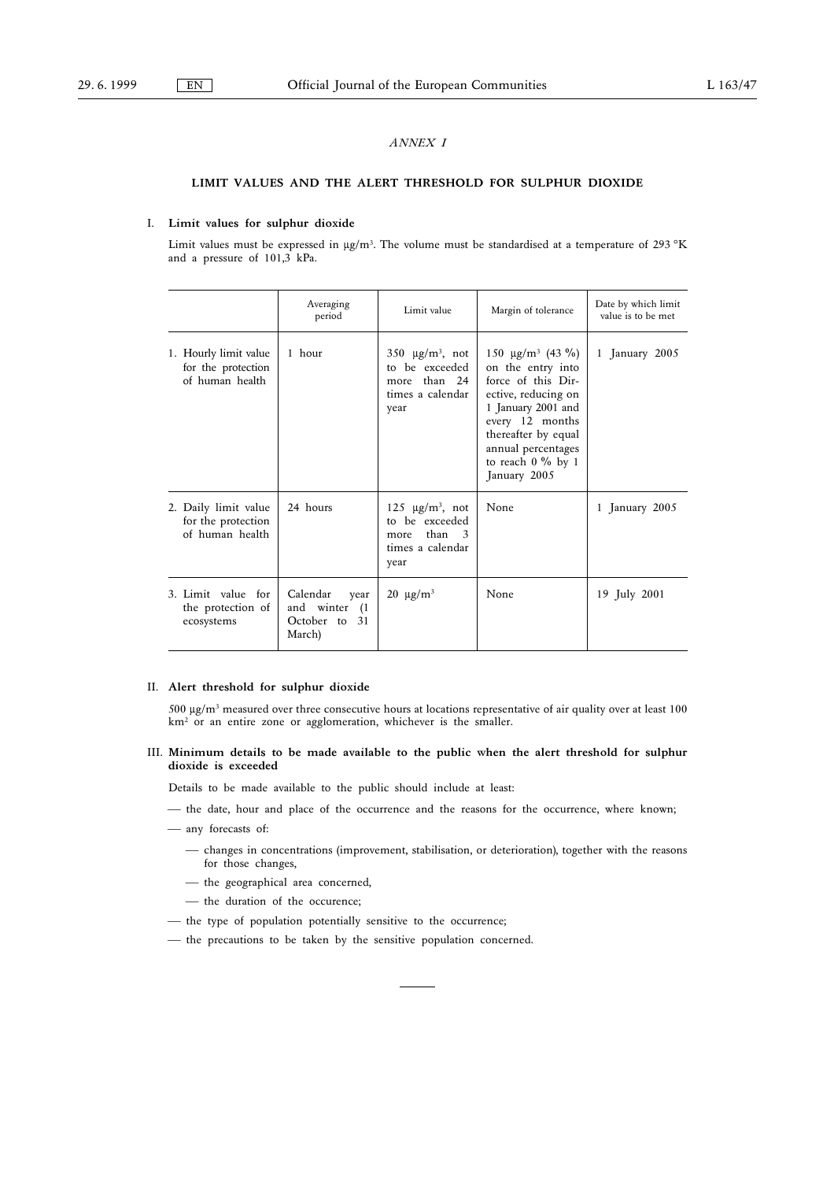*ANNEX I*

## LIMIT VALUES AND THE ALERT THRESHOLD FOR SULPHUR DIOXIDE

### I. Limit values for sulphur dioxide

Limit values must be expressed in µg/m$^3$. The volume must be standardised at a temperature of 293 °K and a pressure of 101,3 kPa.

| | Averaging period | Limit value | Margin of tolerance | Date by which limit value is to be met |
|---|---|---|---|---|
| 1. Hourly limit value for the protection of human health | 1 hour | 350 µg/m$^3$, not to be exceeded more than 24 times a calendar year | 150 µg/m$^3$ (43 %) on the entry into force of this Directive, reducing on 1 January 2001 and every 12 months thereafter by equal annual percentages to reach 0 % by 1 January 2005 | 1 January 2005 |
| 2. Daily limit value for the protection of human health | 24 hours | 125 µg/m$^3$, not to be exceeded more than 3 times a calendar year | None | 1 January 2005 |
| 3. Limit value for the protection of ecosystems | Calendar year and winter (1 October to 31 March) | 20 µg/m$^3$ | None | 19 July 2001 |

### II. Alert threshold for sulphur dioxide

500 µg/m$^3$ measured over three consecutive hours at locations representative of air quality over at least 100 km$^2$ or an entire zone or agglomeration, whichever is the smaller.

### III. Minimum details to be made available to the public when the alert threshold for sulphur dioxide is exceeded

Details to be made available to the public should include at least:

- the date, hour and place of the occurrence and the reasons for the occurrence, where known;
- any forecasts of:
  - changes in concentrations (improvement, stabilisation, or deterioration), together with the reasons for those changes,
  - the geographical area concerned,
  - the duration of the occurence;
- the type of population potentially sensitive to the occurrence;
- the precautions to be taken by the sensitive population concerned.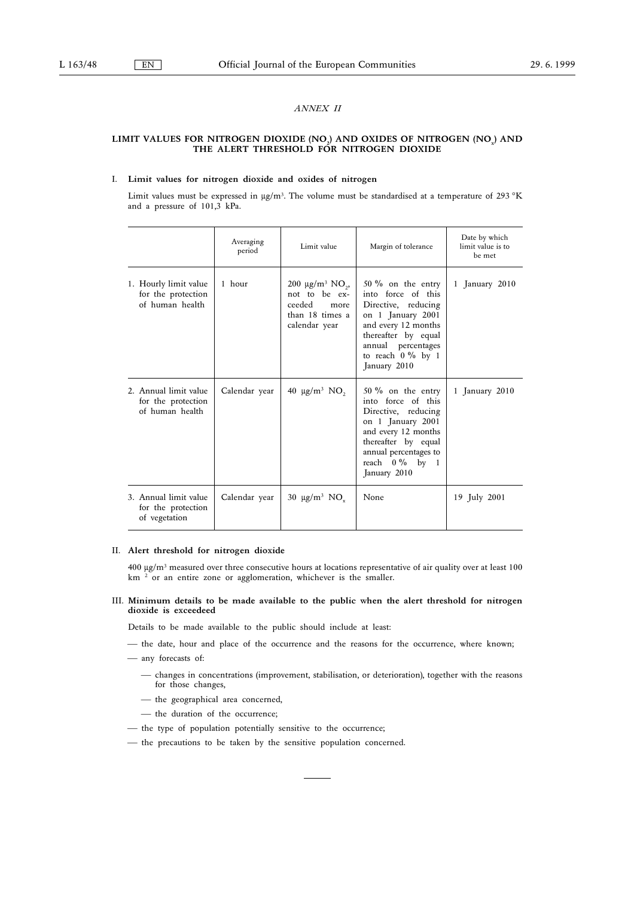*ANNEX II*

## LIMIT VALUES FOR NITROGEN DIOXIDE ($NO_2$) AND OXIDES OF NITROGEN ($NO_x$) AND THE ALERT THRESHOLD FOR NITROGEN DIOXIDE

### I. Limit values for nitrogen dioxide and oxides of nitrogen

Limit values must be expressed in $\mu g/m^3$. The volume must be standardised at a temperature of 293 °K and a pressure of 101,3 kPa.

| | Averaging period | Limit value | Margin of tolerance | Date by which limit value is to be met |
|---|---|---|---|---|
| 1. Hourly limit value for the protection of human health | 1 hour | 200 $\mu g/m^3$ $NO_2$, not to be exceeded more than 18 times a calendar year | 50 % on the entry into force of this Directive, reducing on 1 January 2001 and every 12 months thereafter by equal annual percentages to reach 0 % by 1 January 2010 | 1 January 2010 |
| 2. Annual limit value for the protection of human health | Calendar year | 40 $\mu g/m^3$ $NO_2$ | 50 % on the entry into force of this Directive, reducing on 1 January 2001 and every 12 months thereafter by equal annual percentages to reach 0 % by 1 January 2010 | 1 January 2010 |
| 3. Annual limit value for the protection of vegetation | Calendar year | 30 $\mu g/m^3$ $NO_x$ | None | 19 July 2001 |

### II. Alert threshold for nitrogen dioxide

400 $\mu g/m^3$ measured over three consecutive hours at locations representative of air quality over at least 100 $km^2$ or an entire zone or agglomeration, whichever is the smaller.

### III. Minimum details to be made available to the public when the alert threshold for nitrogen dioxide is exceedeed

Details to be made available to the public should include at least:

- the date, hour and place of the occurrence and the reasons for the occurrence, where known;
- any forecasts of:
  - changes in concentrations (improvement, stabilisation, or deterioration), together with the reasons for those changes,
  - the geographical area concerned,
  - the duration of the occurrence;
- the type of population potentially sensitive to the occurrence;
- the precautions to be taken by the sensitive population concerned.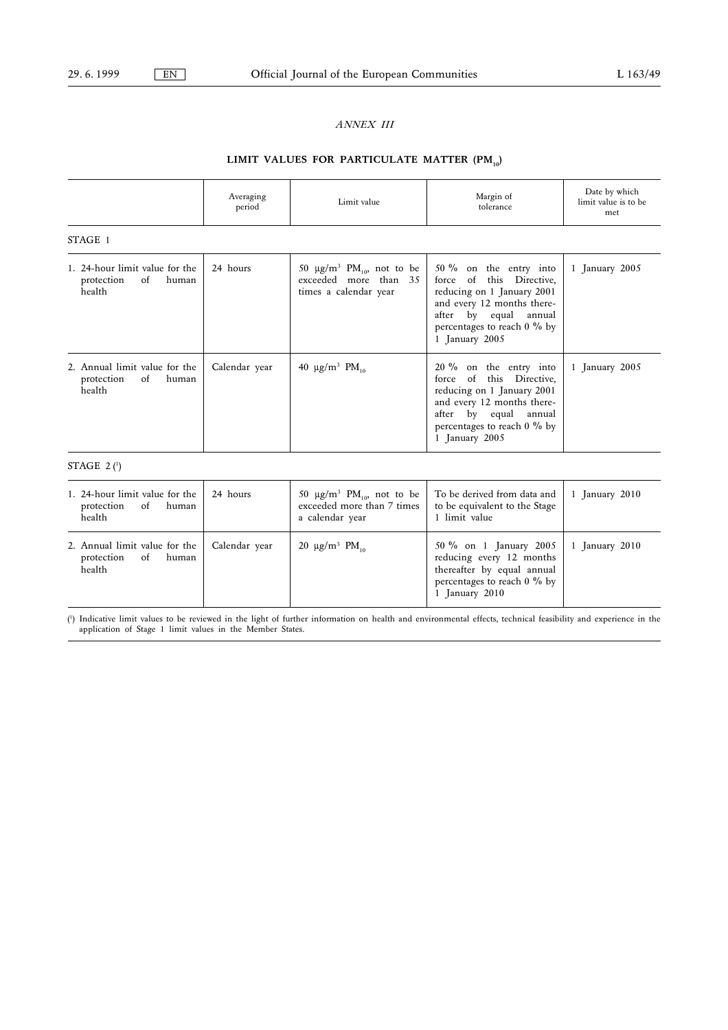*ANNEX III*

## LIMIT VALUES FOR PARTICULATE MATTER ($PM_{10}$)

| | Averaging period | Limit value | Margin of tolerance | Date by which limit value is to be met |
|---|---|---|---|---|
| STAGE 1 | | | | |
| 1. 24-hour limit value for the protection of human health | 24 hours | 50 $\mu g/m^3$ $PM_{10}$, not to be exceeded more than 35 times a calendar year | 50 % on the entry into force of this Directive, reducing on 1 January 2001 and every 12 months thereafter by equal annual percentages to reach 0 % by 1 January 2005 | 1 January 2005 |
| 2. Annual limit value for the protection of human health | Calendar year | 40 $\mu g/m^3$ $PM_{10}$ | 20 % on the entry into force of this Directive, reducing on 1 January 2001 and every 12 months thereafter by equal annual percentages to reach 0 % by 1 January 2005 | 1 January 2005 |
| STAGE 2 [1] | | | | |
| 1. 24-hour limit value for the protection of human health | 24 hours | 50 $\mu g/m^3$ $PM_{10}$, not to be exceeded more than 7 times a calendar year | To be derived from data and to be equivalent to the Stage 1 limit value | 1 January 2010 |
| 2. Annual limit value for the protection of human health | Calendar year | 20 $\mu g/m^3$ $PM_{10}$ | 50 % on 1 January 2005 reducing every 12 months thereafter by equal annual percentages to reach 0 % by 1 January 2010 | 1 January 2010 |

[1] Indicative limit values to be reviewed in the light of further information on health and environmental effects, technical feasibility and experience in the application of Stage 1 limit values in the Member States.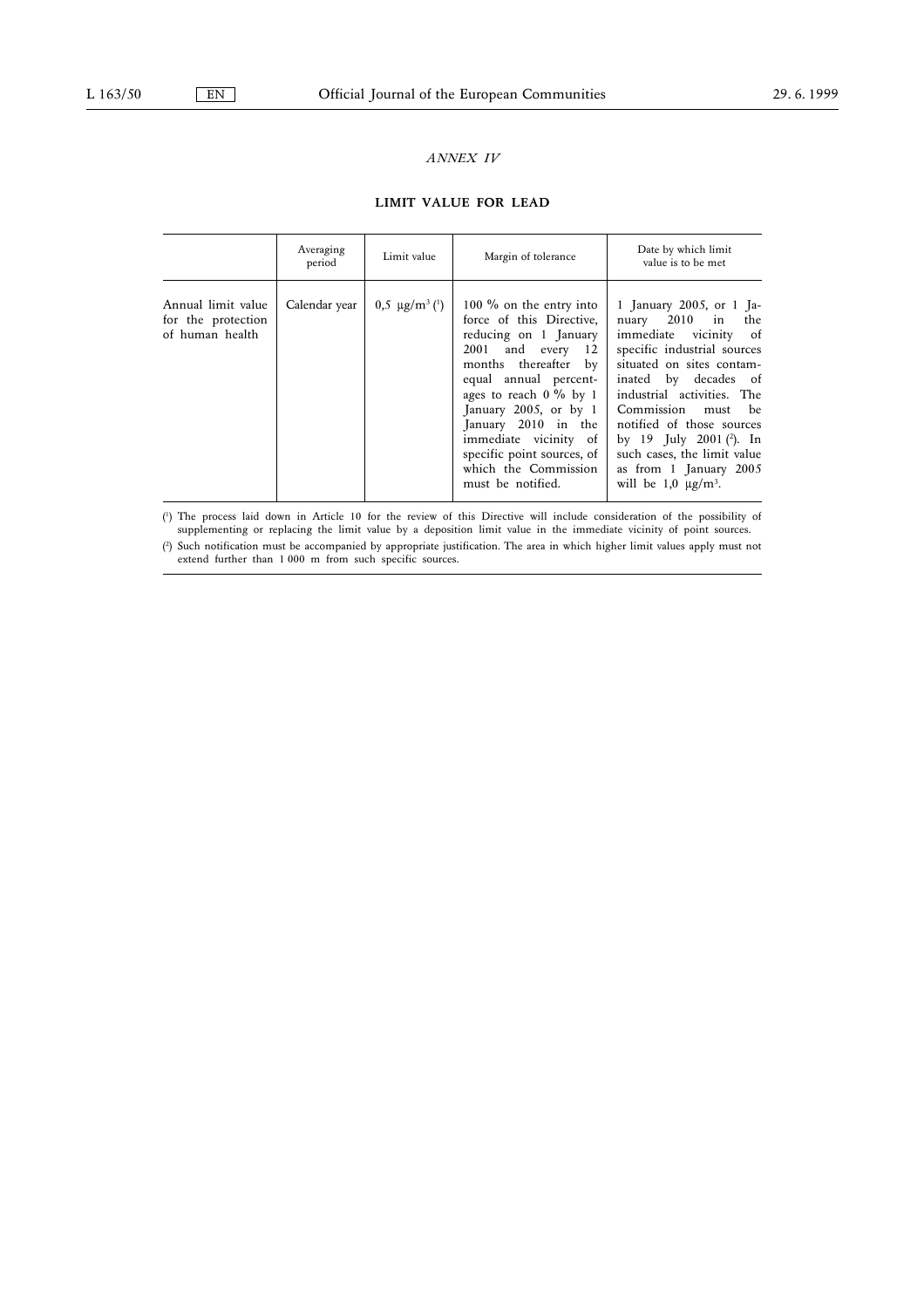*ANNEX IV*

## LIMIT VALUE FOR LEAD

| | Averaging period | Limit value | Margin of tolerance | Date by which limit value is to be met |
|---|---|---|---|---|
| Annual limit value for the protection of human health | Calendar year | 0,5 µg/m³ [1] | 100 % on the entry into force of this Directive, reducing on 1 January 2001 and every 12 months thereafter by equal annual percentages to reach 0 % by 1 January 2005, or by 1 January 2010 in the immediate vicinity of specific point sources, of which the Commission must be notified. | 1 January 2005, or 1 January 2010 in the immediate vicinity of specific industrial sources situated on sites contaminated by decades of industrial activities. The Commission must be notified of those sources by 19 July 2001 [2]. In such cases, the limit value as from 1 January 2005 will be 1,0 µg/m³. |

[1] The process laid down in Article 10 for the review of this Directive will include consideration of the possibility of supplementing or replacing the limit value by a deposition limit value in the immediate vicinity of point sources.

[2] Such notification must be accompanied by appropriate justification. The area in which higher limit values apply must not extend further than 1 000 m from such specific sources.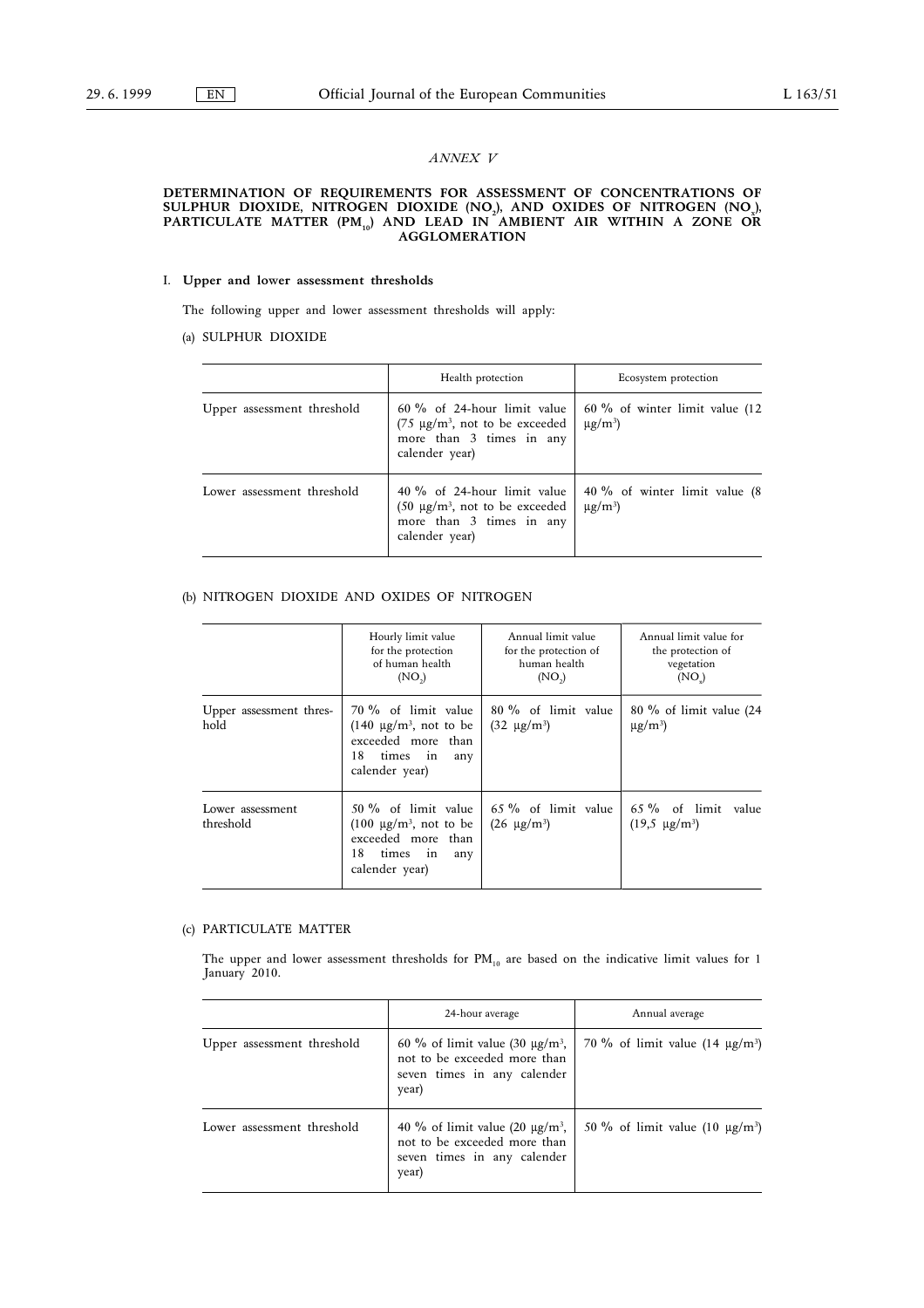*ANNEX V*

## DETERMINATION OF REQUIREMENTS FOR ASSESSMENT OF CONCENTRATIONS OF SULPHUR DIOXIDE, NITROGEN DIOXIDE ($NO_2$), AND OXIDES OF NITROGEN ($NO_x$), PARTICULATE MATTER ($PM_{10}$) AND LEAD IN AMBIENT AIR WITHIN A ZONE OR AGGLOMERATION

### I. Upper and lower assessment thresholds

The following upper and lower assessment thresholds will apply:

(a) SULPHUR DIOXIDE

| | Health protection | Ecosystem protection |
|---|---|---|
| Upper assessment threshold | 60 % of 24-hour limit value (75 µg/m³, not to be exceeded more than 3 times in any calender year) | 60 % of winter limit value (12 µg/m³) |
| Lower assessment threshold | 40 % of 24-hour limit value (50 µg/m³, not to be exceeded more than 3 times in any calender year) | 40 % of winter limit value (8 µg/m³) |

(b) NITROGEN DIOXIDE AND OXIDES OF NITROGEN

| | Hourly limit value for the protection of human health ($NO_2$) | Annual limit value for the protection of human health ($NO_2$) | Annual limit value for the protection of vegetation ($NO_x$) |
|---|---|---|---|
| Upper assessment threshold | 70 % of limit value (140 µg/m³, not to be exceeded more than 18 times in any calender year) | 80 % of limit value (32 µg/m³) | 80 % of limit value (24 µg/m³) |
| Lower assessment threshold | 50 % of limit value (100 µg/m³, not to be exceeded more than 18 times in any calender year) | 65 % of limit value (26 µg/m³) | 65 % of limit value (19,5 µg/m³) |

(c) PARTICULATE MATTER

The upper and lower assessment thresholds for $PM_{10}$ are based on the indicative limit values for 1 January 2010.

| | 24-hour average | Annual average |
|---|---|---|
| Upper assessment threshold | 60 % of limit value (30 µg/m³, not to be exceeded more than seven times in any calender year) | 70 % of limit value (14 µg/m³) |
| Lower assessment threshold | 40 % of limit value (20 µg/m³, not to be exceeded more than seven times in any calender year) | 50 % of limit value (10 µg/m³) |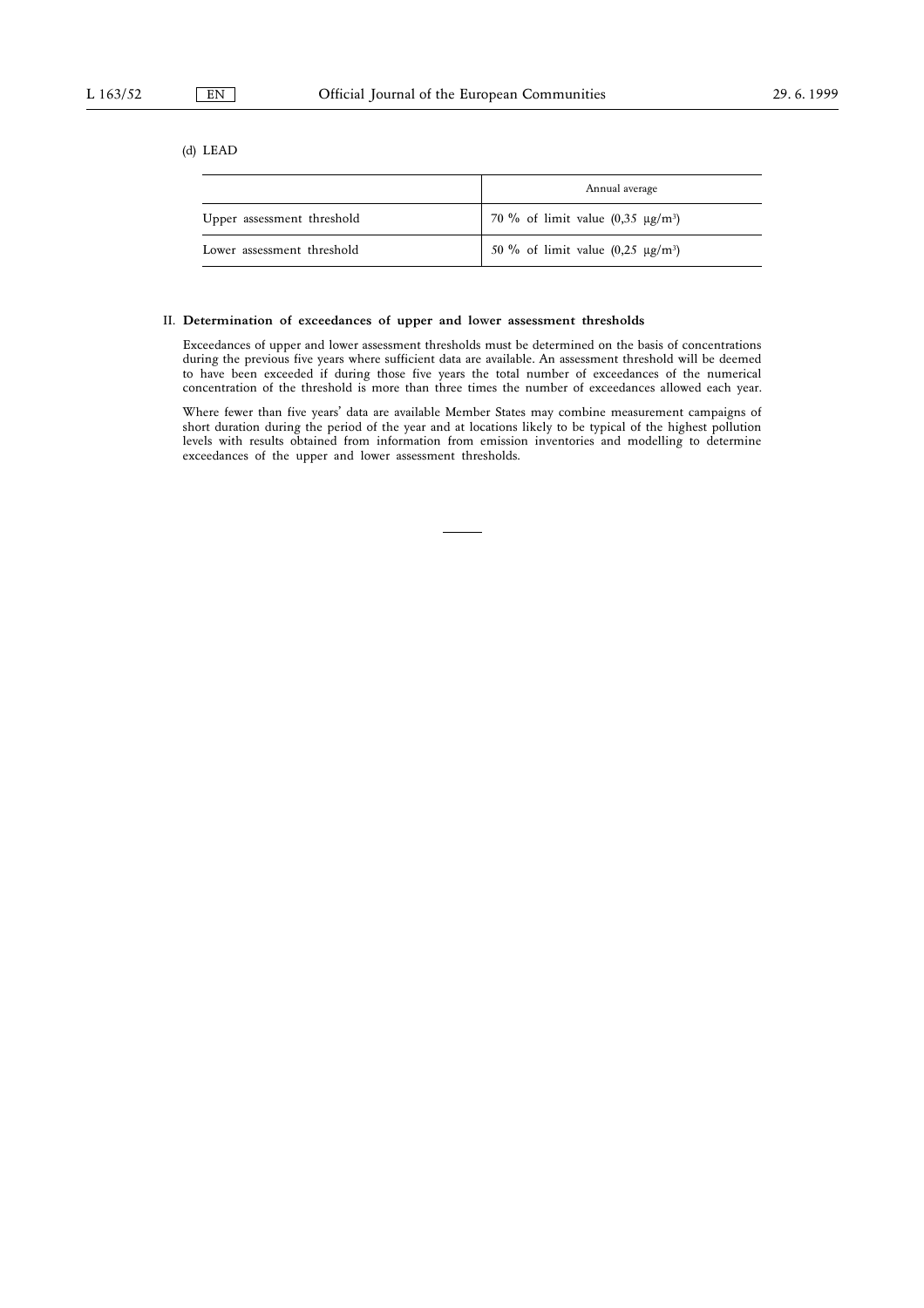(d) LEAD

| | Annual average |
|---|---|
| Upper assessment threshold | 70 % of limit value (0,35 µg/m³) |
| Lower assessment threshold | 50 % of limit value (0,25 µg/m³) |

II. **Determination of exceedances of upper and lower assessment thresholds**

Exceedances of upper and lower assessment thresholds must be determined on the basis of concentrations during the previous five years where sufficient data are available. An assessment threshold will be deemed to have been exceeded if during those five years the total number of exceedances of the numerical concentration of the threshold is more than three times the number of exceedances allowed each year.

Where fewer than five years' data are available Member States may combine measurement campaigns of short duration during the period of the year and at locations likely to be typical of the highest pollution levels with results obtained from information from emission inventories and modelling to determine exceedances of the upper and lower assessment thresholds.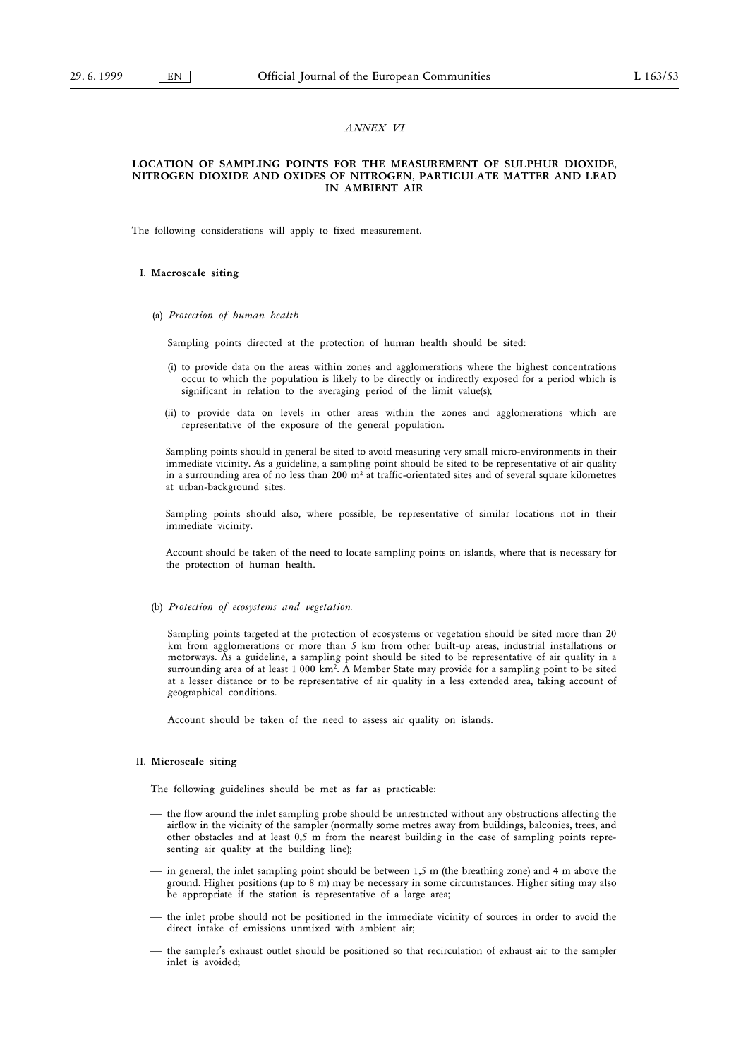## ANNEX VI

### LOCATION OF SAMPLING POINTS FOR THE MEASUREMENT OF SULPHUR DIOXIDE, NITROGEN DIOXIDE AND OXIDES OF NITROGEN, PARTICULATE MATTER AND LEAD IN AMBIENT AIR

The following considerations will apply to fixed measurement.

I. **Macroscale siting**

(a) *Protection of human health*

Sampling points directed at the protection of human health should be sited:

(i) to provide data on the areas within zones and agglomerations where the highest concentrations occur to which the population is likely to be directly or indirectly exposed for a period which is significant in relation to the averaging period of the limit value(s);

(ii) to provide data on levels in other areas within the zones and agglomerations which are representative of the exposure of the general population.

Sampling points should in general be sited to avoid measuring very small micro-environments in their immediate vicinity. As a guideline, a sampling point should be sited to be representative of air quality in a surrounding area of no less than 200 $m^2$ at traffic-orientated sites and of several square kilometres at urban-background sites.

Sampling points should also, where possible, be representative of similar locations not in their immediate vicinity.

Account should be taken of the need to locate sampling points on islands, where that is necessary for the protection of human health.

(b) *Protection of ecosystems and vegetation.*

Sampling points targeted at the protection of ecosystems or vegetation should be sited more than 20 km from agglomerations or more than 5 km from other built-up areas, industrial installations or motorways. As a guideline, a sampling point should be sited to be representative of air quality in a surrounding area of at least 1 000 $km^2$. A Member State may provide for a sampling point to be sited at a lesser distance or to be representative of air quality in a less extended area, taking account of geographical conditions.

Account should be taken of the need to assess air quality on islands.

II. **Microscale siting**

The following guidelines should be met as far as practicable:

— the flow around the inlet sampling probe should be unrestricted without any obstructions affecting the airflow in the vicinity of the sampler (normally some metres away from buildings, balconies, trees, and other obstacles and at least 0,5 m from the nearest building in the case of sampling points representing air quality at the building line);

— in general, the inlet sampling point should be between 1,5 m (the breathing zone) and 4 m above the ground. Higher positions (up to 8 m) may be necessary in some circumstances. Higher siting may also be appropriate if the station is representative of a large area;

— the inlet probe should not be positioned in the immediate vicinity of sources in order to avoid the direct intake of emissions unmixed with ambient air;

— the sampler's exhaust outlet should be positioned so that recirculation of exhaust air to the sampler inlet is avoided;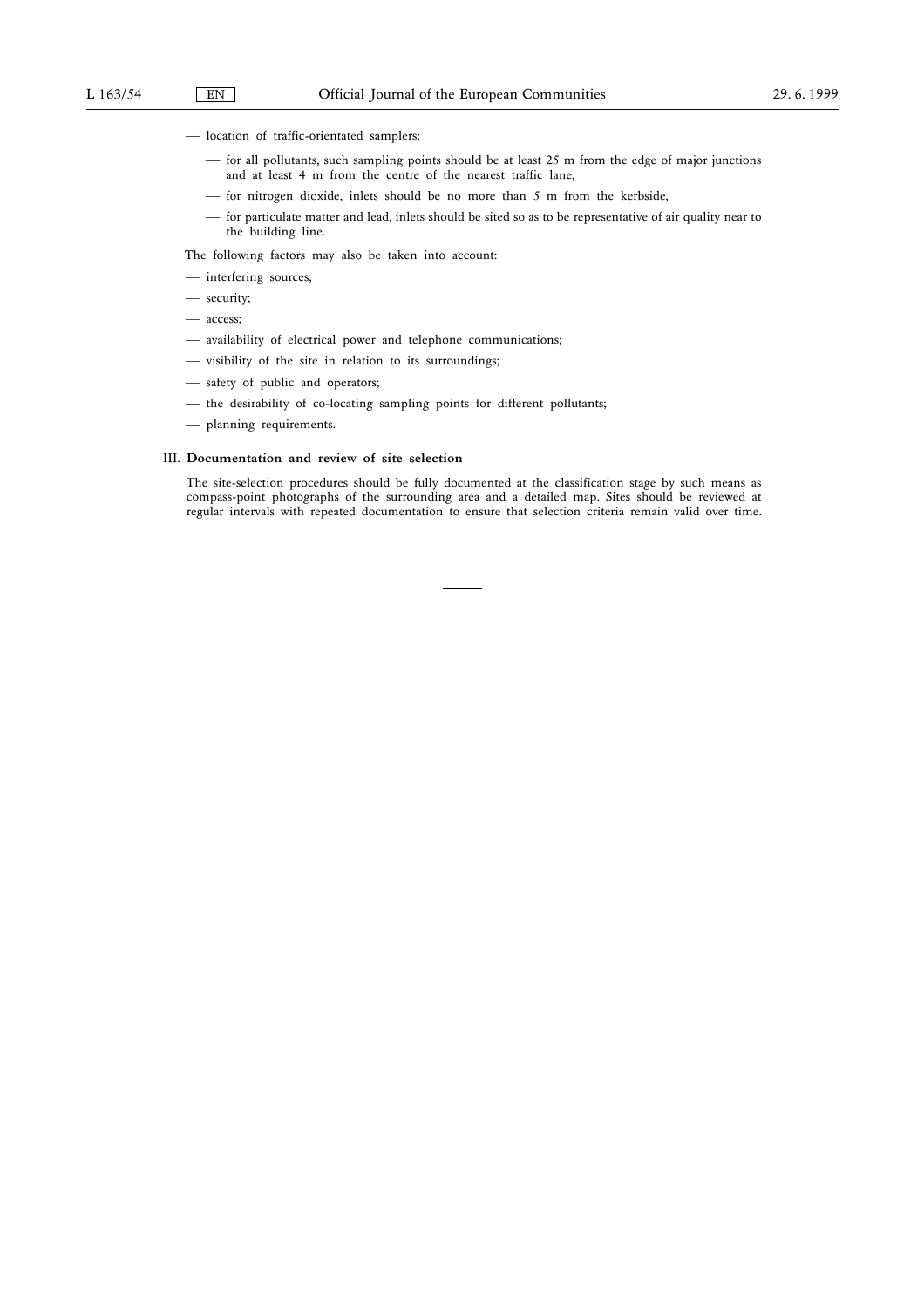- location of traffic-orientated samplers:
  - for all pollutants, such sampling points should be at least 25 m from the edge of major junctions and at least 4 m from the centre of the nearest traffic lane,
  - for nitrogen dioxide, inlets should be no more than 5 m from the kerbside,
  - for particulate matter and lead, inlets should be sited so as to be representative of air quality near to the building line.

The following factors may also be taken into account:

- interfering sources;
- security;
- access;
- availability of electrical power and telephone communications;
- visibility of the site in relation to its surroundings;
- safety of public and operators;
- the desirability of co-locating sampling points for different pollutants;
- planning requirements.

III. **Documentation and review of site selection**

The site-selection procedures should be fully documented at the classification stage by such means as compass-point photographs of the surrounding area and a detailed map. Sites should be reviewed at regular intervals with repeated documentation to ensure that selection criteria remain valid over time.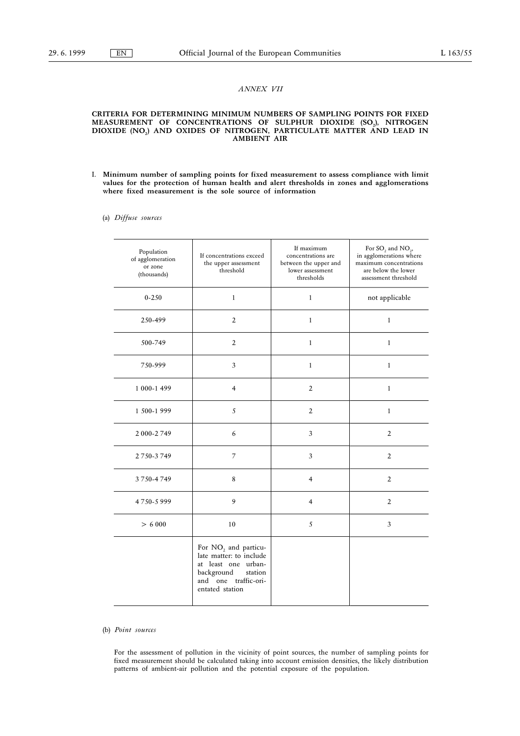## ANNEX VII

### CRITERIA FOR DETERMINING MINIMUM NUMBERS OF SAMPLING POINTS FOR FIXED MEASUREMENT OF CONCENTRATIONS OF SULPHUR DIOXIDE ($SO_2$), NITROGEN DIOXIDE ($NO_2$) AND OXIDES OF NITROGEN, PARTICULATE MATTER AND LEAD IN AMBIENT AIR

I. **Minimum number of sampling points for fixed measurement to assess compliance with limit values for the protection of human health and alert thresholds in zones and agglomerations where fixed measurement is the sole source of information**

(a) *Diffuse sources*

| Population of agglomeration or zone (thousands) | If concentrations exceed the upper assessment threshold | If maximum concentrations are between the upper and lower assessment thresholds | For $SO_2$ and $NO_2$, in agglomerations where maximum concentrations are below the lower assessment threshold |
|---|---|---|---|
| 0-250 | 1 | 1 | not applicable |
| 250-499 | 2 | 1 | 1 |
| 500-749 | 2 | 1 | 1 |
| 750-999 | 3 | 1 | 1 |
| 1 000-1 499 | 4 | 2 | 1 |
| 1 500-1 999 | 5 | 2 | 1 |
| 2 000-2 749 | 6 | 3 | 2 |
| 2 750-3 749 | 7 | 3 | 2 |
| 3 750-4 749 | 8 | 4 | 2 |
| 4 750-5 999 | 9 | 4 | 2 |
| > 6 000 | 10 | 5 | 3 |
| | For $NO_2$ and particulate matter: to include at least one urban-background station and one traffic-orientated station | | |

(b) *Point sources*

For the assessment of pollution in the vicinity of point sources, the number of sampling points for fixed measurement should be calculated taking into account emission densities, the likely distribution patterns of ambient-air pollution and the potential exposure of the population.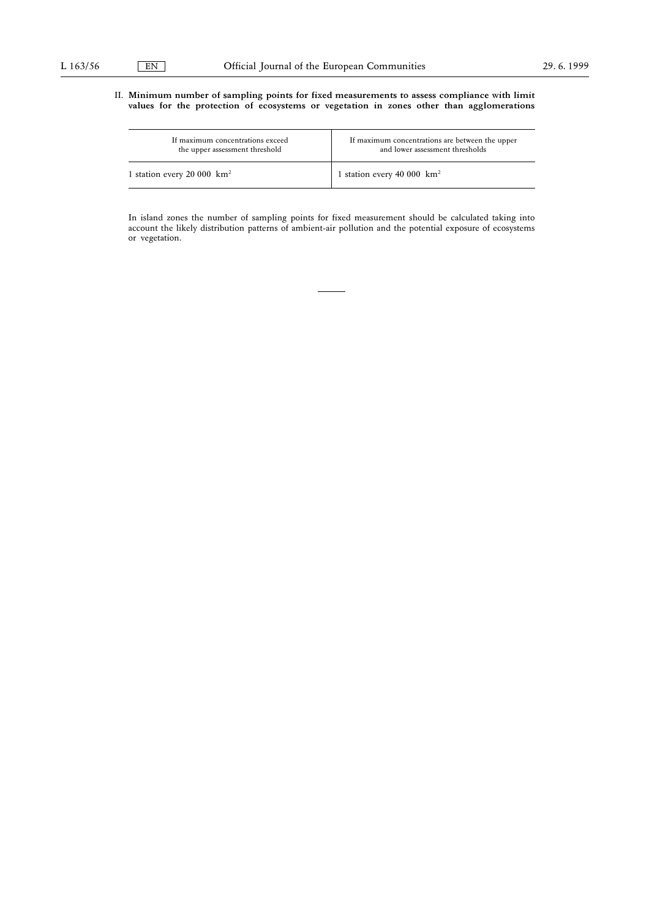II. **Minimum number of sampling points for fixed measurements to assess compliance with limit values for the protection of ecosystems or vegetation in zones other than agglomerations**

| If maximum concentrations exceed the upper assessment threshold | If maximum concentrations are between the upper and lower assessment thresholds |
|---|---|
| 1 station every 20 000 $km^2$ | 1 station every 40 000 $km^2$ |

In island zones the number of sampling points for fixed measurement should be calculated taking into account the likely distribution patterns of ambient-air pollution and the potential exposure of ecosystems or vegetation.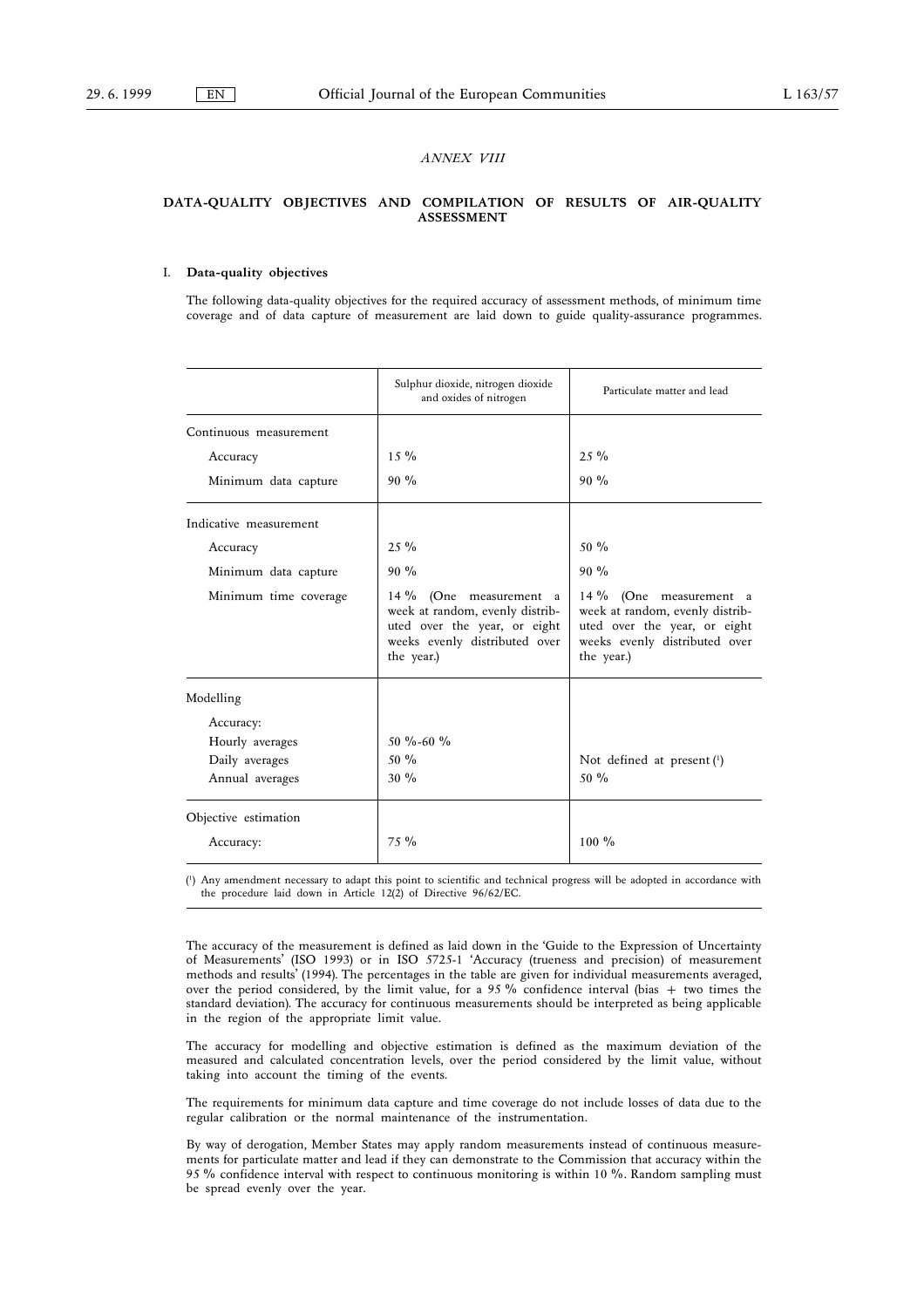*ANNEX VIII*

## DATA-QUALITY OBJECTIVES AND COMPILATION OF RESULTS OF AIR-QUALITY ASSESSMENT

### I. Data-quality objectives

The following data-quality objectives for the required accuracy of assessment methods, of minimum time coverage and of data capture of measurement are laid down to guide quality-assurance programmes.

| | Sulphur dioxide, nitrogen dioxide and oxides of nitrogen | Particulate matter and lead |
|---|---|---|
| Continuous measurement | | |
| Accuracy | 15 % | 25 % |
| Minimum data capture | 90 % | 90 % |
| Indicative measurement | | |
| Accuracy | 25 % | 50 % |
| Minimum data capture | 90 % | 90 % |
| Minimum time coverage | 14 % (One measurement a week at random, evenly distributed over the year, or eight weeks evenly distributed over the year.) | 14 % (One measurement a week at random, evenly distributed over the year, or eight weeks evenly distributed over the year.) |
| Modelling | | |
| Accuracy: | | |
| Hourly averages | 50 %-60 % | |
| Daily averages | 50 % | Not defined at present [1] |
| Annual averages | 30 % | 50 % |
| Objective estimation | | |
| Accuracy: | 75 % | 100 % |

[1] Any amendment necessary to adapt this point to scientific and technical progress will be adopted in accordance with the procedure laid down in Article 12(2) of Directive 96/62/EC.

The accuracy of the measurement is defined as laid down in the 'Guide to the Expression of Uncertainty of Measurements' (ISO 1993) or in ISO 5725-1 'Accuracy (trueness and precision) of measurement methods and results' (1994). The percentages in the table are given for individual measurements averaged, over the period considered, by the limit value, for a 95 % confidence interval (bias + two times the standard deviation). The accuracy for continuous measurements should be interpreted as being applicable in the region of the appropriate limit value.

The accuracy for modelling and objective estimation is defined as the maximum deviation of the measured and calculated concentration levels, over the period considered by the limit value, without taking into account the timing of the events.

The requirements for minimum data capture and time coverage do not include losses of data due to the regular calibration or the normal maintenance of the instrumentation.

By way of derogation, Member States may apply random measurements instead of continuous measurements for particulate matter and lead if they can demonstrate to the Commission that accuracy within the 95 % confidence interval with respect to continuous monitoring is within 10 %. Random sampling must be spread evenly over the year.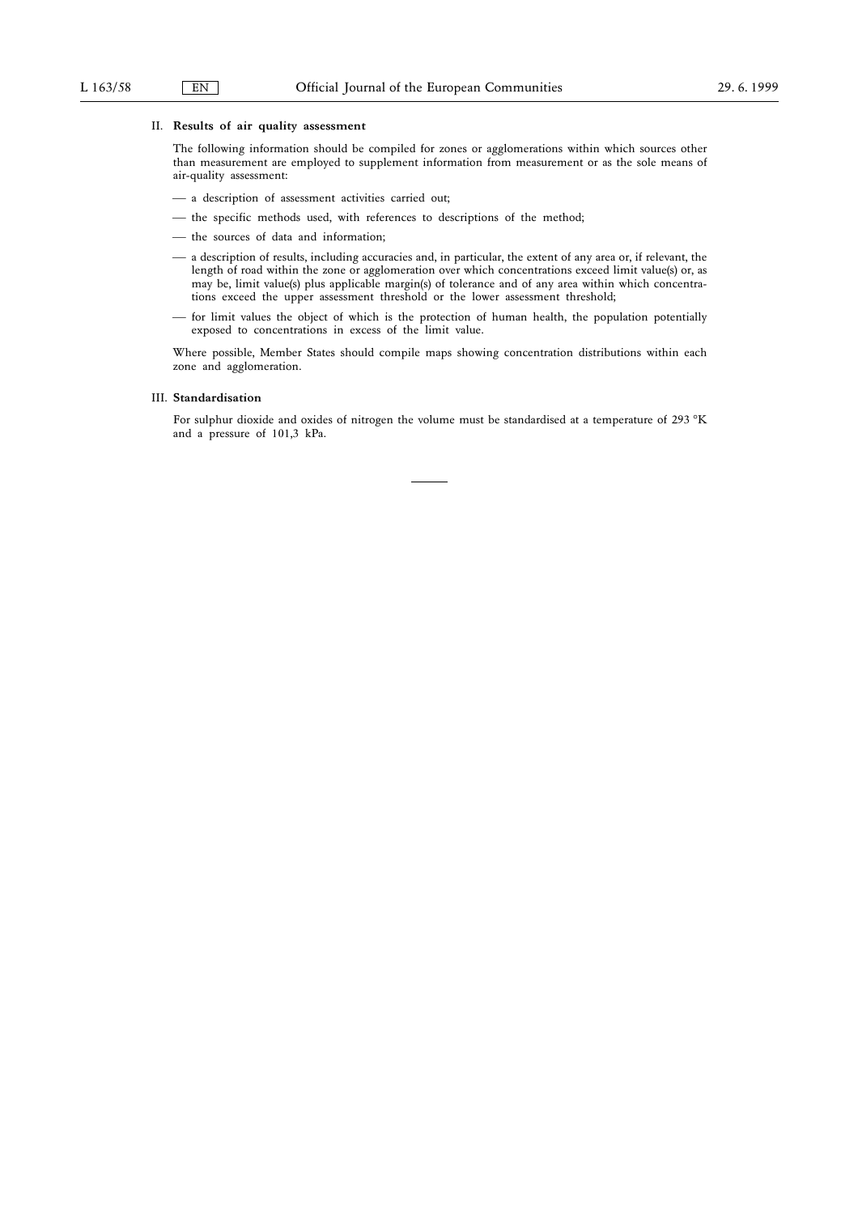## II. Results of air quality assessment

The following information should be compiled for zones or agglomerations within which sources other than measurement are employed to supplement information from measurement or as the sole means of air-quality assessment:

- a description of assessment activities carried out;
- the specific methods used, with references to descriptions of the method;
- the sources of data and information;
- a description of results, including accuracies and, in particular, the extent of any area or, if relevant, the length of road within the zone or agglomeration over which concentrations exceed limit value(s) or, as may be, limit value(s) plus applicable margin(s) of tolerance and of any area within which concentrations exceed the upper assessment threshold or the lower assessment threshold;
- for limit values the object of which is the protection of human health, the population potentially exposed to concentrations in excess of the limit value.

Where possible, Member States should compile maps showing concentration distributions within each zone and agglomeration.

## III. Standardisation

For sulphur dioxide and oxides of nitrogen the volume must be standardised at a temperature of 293 °K and a pressure of 101,3 kPa.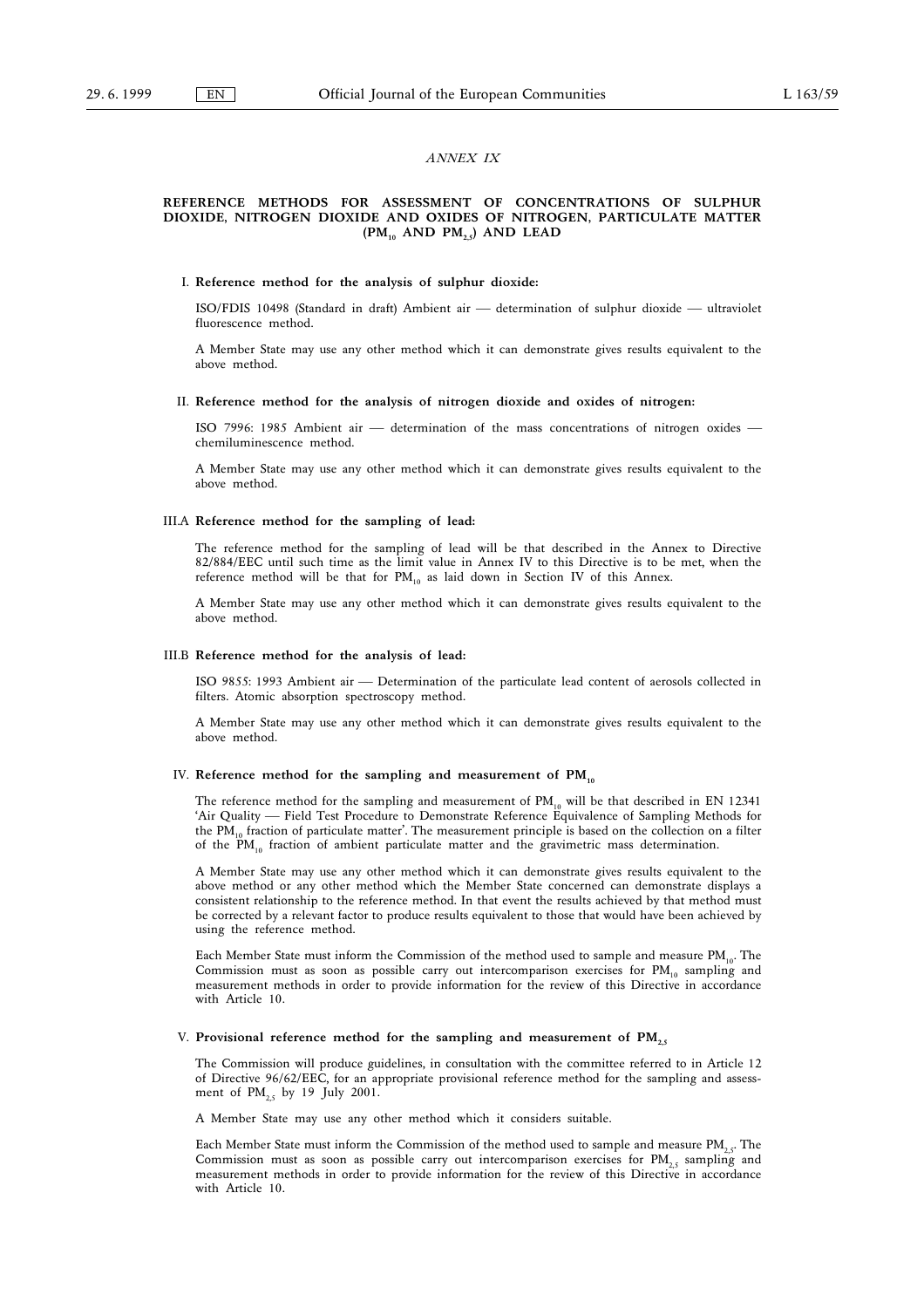*ANNEX IX*

## REFERENCE METHODS FOR ASSESSMENT OF CONCENTRATIONS OF SULPHUR DIOXIDE, NITROGEN DIOXIDE AND OXIDES OF NITROGEN, PARTICULATE MATTER ($PM_{10}$ AND $PM_{2,5}$) AND LEAD

### I. Reference method for the analysis of sulphur dioxide:

ISO/FDIS 10498 (Standard in draft) Ambient air — determination of sulphur dioxide — ultraviolet fluorescence method.

A Member State may use any other method which it can demonstrate gives results equivalent to the above method.

### II. Reference method for the analysis of nitrogen dioxide and oxides of nitrogen:

ISO 7996: 1985 Ambient air — determination of the mass concentrations of nitrogen oxides — chemiluminescence method.

A Member State may use any other method which it can demonstrate gives results equivalent to the above method.

### III.A Reference method for the sampling of lead:

The reference method for the sampling of lead will be that described in the Annex to Directive 82/884/EEC until such time as the limit value in Annex IV to this Directive is to be met, when the reference method will be that for $PM_{10}$ as laid down in Section IV of this Annex.

A Member State may use any other method which it can demonstrate gives results equivalent to the above method.

### III.B Reference method for the analysis of lead:

ISO 9855: 1993 Ambient air — Determination of the particulate lead content of aerosols collected in filters. Atomic absorption spectroscopy method.

A Member State may use any other method which it can demonstrate gives results equivalent to the above method.

### IV. Reference method for the sampling and measurement of $PM_{10}$

The reference method for the sampling and measurement of $PM_{10}$ will be that described in EN 12341 'Air Quality — Field Test Procedure to Demonstrate Reference Equivalence of Sampling Methods for the $PM_{10}$ fraction of particulate matter'. The measurement principle is based on the collection on a filter of the $PM_{10}$ fraction of ambient particulate matter and the gravimetric mass determination.

A Member State may use any other method which it can demonstrate gives results equivalent to the above method or any other method which the Member State concerned can demonstrate displays a consistent relationship to the reference method. In that event the results achieved by that method must be corrected by a relevant factor to produce results equivalent to those that would have been achieved by using the reference method.

Each Member State must inform the Commission of the method used to sample and measure $PM_{10}$. The Commission must as soon as possible carry out intercomparison exercises for $PM_{10}$ sampling and measurement methods in order to provide information for the review of this Directive in accordance with Article 10.

### V. Provisional reference method for the sampling and measurement of $PM_{2,5}$

The Commission will produce guidelines, in consultation with the committee referred to in Article 12 of Directive 96/62/EEC, for an appropriate provisional reference method for the sampling and assessment of $PM_{2,5}$ by 19 July 2001.

A Member State may use any other method which it considers suitable.

Each Member State must inform the Commission of the method used to sample and measure $PM_{2,5}$. The Commission must as soon as possible carry out intercomparison exercises for $PM_{2,5}$ sampling and measurement methods in order to provide information for the review of this Directive in accordance with Article 10.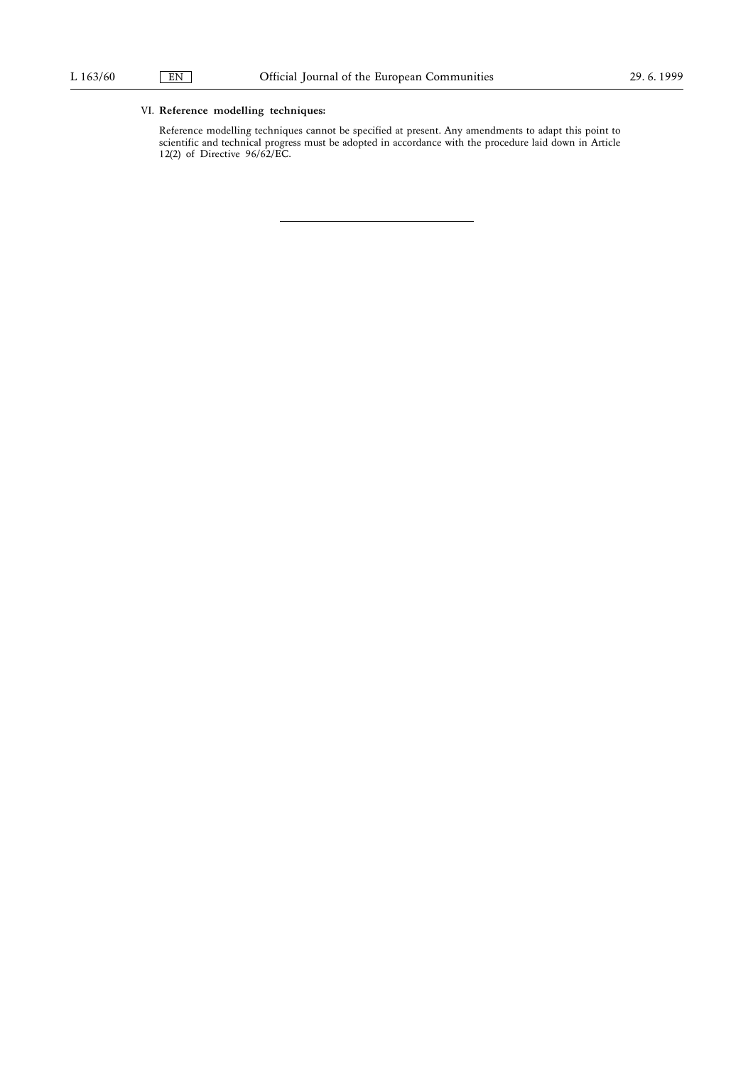VI. **Reference modelling techniques:**

Reference modelling techniques cannot be specified at present. Any amendments to adapt this point to scientific and technical progress must be adopted in accordance with the procedure laid down in Article 12(2) of Directive 96/62/EC.